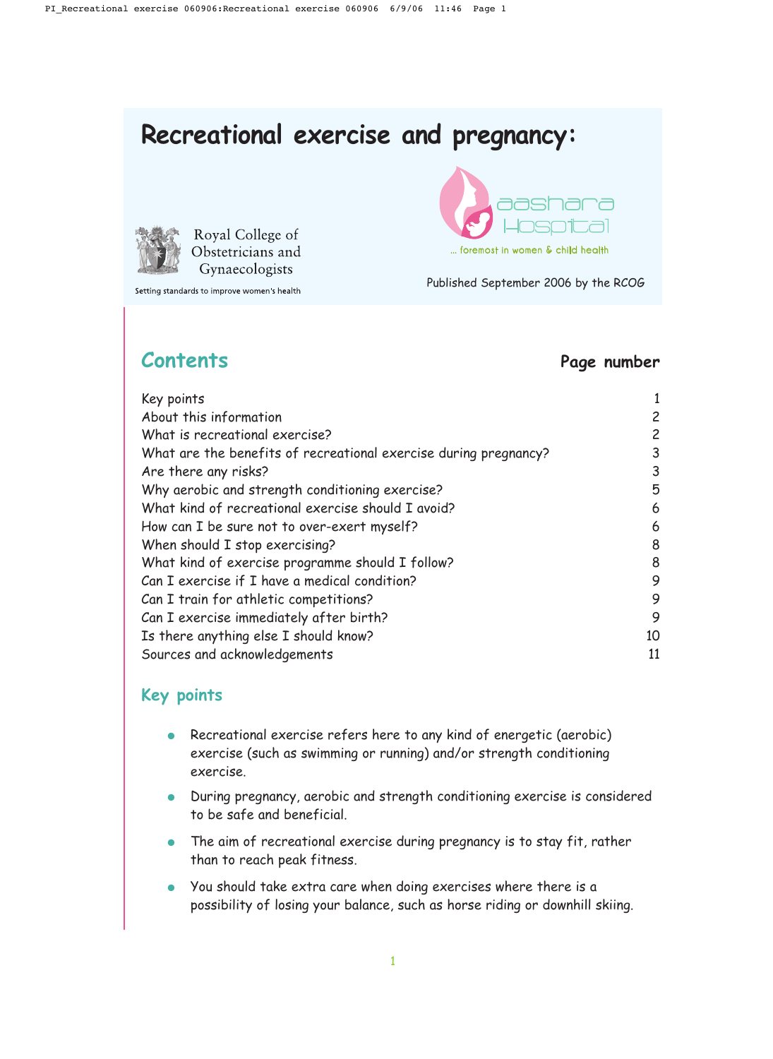# Recreational exercise and pregnancy:

Royal College of Obstetricians and Gynaecologists

Setting standards to improve women's health

aashara Hospital

... foremost in women & child health

Published September 2006 by the RCOG

## Contents

| | Page number |
|---|---|
| Key points | 1 |
| About this information | 2 |
| What is recreational exercise? | 2 |
| What are the benefits of recreational exercise during pregnancy? | 3 |
| Are there any risks? | 3 |
| Why aerobic and strength conditioning exercise? | 5 |
| What kind of recreational exercise should I avoid? | 6 |
| How can I be sure not to over-exert myself? | 6 |
| When should I stop exercising? | 8 |
| What kind of exercise programme should I follow? | 8 |
| Can I exercise if I have a medical condition? | 9 |
| Can I train for athletic competitions? | 9 |
| Can I exercise immediately after birth? | 9 |
| Is there anything else I should know? | 10 |
| Sources and acknowledgements | 11 |

## Key points

- Recreational exercise refers here to any kind of energetic (aerobic) exercise (such as swimming or running) and/or strength conditioning exercise.
- During pregnancy, aerobic and strength conditioning exercise is considered to be safe and beneficial.
- The aim of recreational exercise during pregnancy is to stay fit, rather than to reach peak fitness.
- You should take extra care when doing exercises where there is a possibility of losing your balance, such as horse riding or downhill skiing.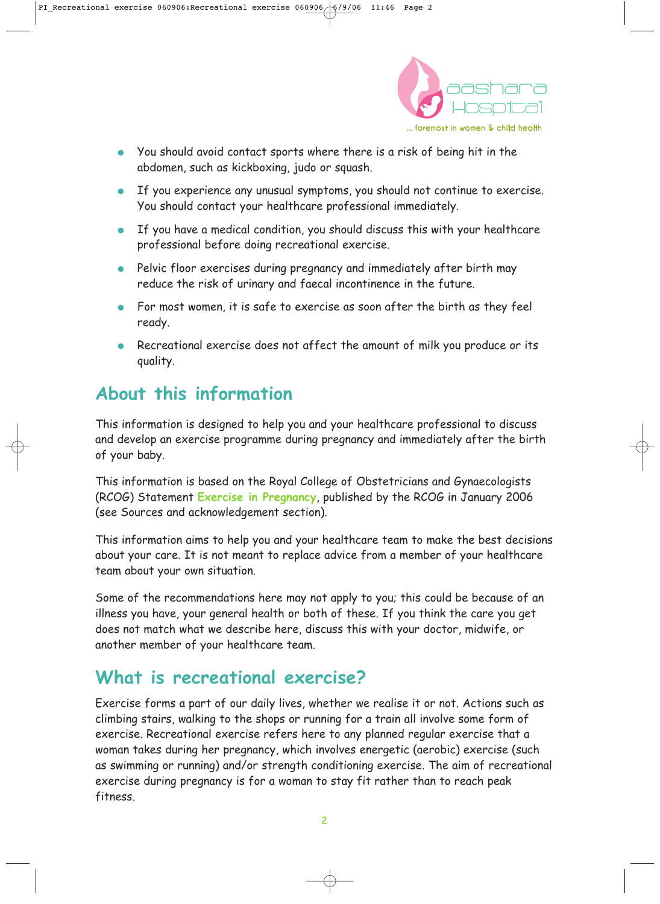- You should avoid contact sports where there is a risk of being hit in the abdomen, such as kickboxing, judo or squash.
- If you experience any unusual symptoms, you should not continue to exercise. You should contact your healthcare professional immediately.
- If you have a medical condition, you should discuss this with your healthcare professional before doing recreational exercise.
- Pelvic floor exercises during pregnancy and immediately after birth may reduce the risk of urinary and faecal incontinence in the future.
- For most women, it is safe to exercise as soon after the birth as they feel ready.
- Recreational exercise does not affect the amount of milk you produce or its quality.

## About this information

This information is designed to help you and your healthcare professional to discuss and develop an exercise programme during pregnancy and immediately after the birth of your baby.

This information is based on the Royal College of Obstetricians and Gynaecologists (RCOG) Statement **Exercise in Pregnancy**, published by the RCOG in January 2006 (see Sources and acknowledgement section).

This information aims to help you and your healthcare team to make the best decisions about your care. It is not meant to replace advice from a member of your healthcare team about your own situation.

Some of the recommendations here may not apply to you; this could be because of an illness you have, your general health or both of these. If you think the care you get does not match what we describe here, discuss this with your doctor, midwife, or another member of your healthcare team.

## What is recreational exercise?

Exercise forms a part of our daily lives, whether we realise it or not. Actions such as climbing stairs, walking to the shops or running for a train all involve some form of exercise. Recreational exercise refers here to any planned regular exercise that a woman takes during her pregnancy, which involves energetic (aerobic) exercise (such as swimming or running) and/or strength conditioning exercise. The aim of recreational exercise during pregnancy is for a woman to stay fit rather than to reach peak fitness.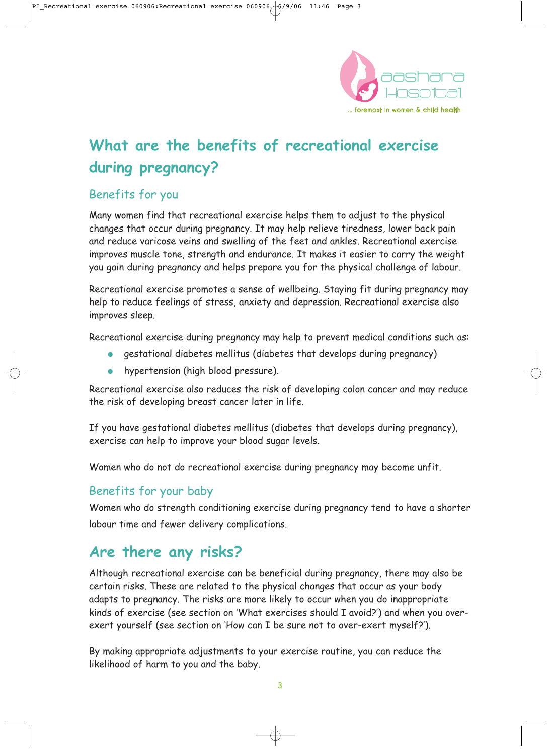## What are the benefits of recreational exercise during pregnancy?

### Benefits for you

Many women find that recreational exercise helps them to adjust to the physical changes that occur during pregnancy. It may help relieve tiredness, lower back pain and reduce varicose veins and swelling of the feet and ankles. Recreational exercise improves muscle tone, strength and endurance. It makes it easier to carry the weight you gain during pregnancy and helps prepare you for the physical challenge of labour.

Recreational exercise promotes a sense of wellbeing. Staying fit during pregnancy may help to reduce feelings of stress, anxiety and depression. Recreational exercise also improves sleep.

Recreational exercise during pregnancy may help to prevent medical conditions such as:

- gestational diabetes mellitus (diabetes that develops during pregnancy)
- hypertension (high blood pressure).

Recreational exercise also reduces the risk of developing colon cancer and may reduce the risk of developing breast cancer later in life.

If you have gestational diabetes mellitus (diabetes that develops during pregnancy), exercise can help to improve your blood sugar levels.

Women who do not do recreational exercise during pregnancy may become unfit.

### Benefits for your baby

Women who do strength conditioning exercise during pregnancy tend to have a shorter labour time and fewer delivery complications.

## Are there any risks?

Although recreational exercise can be beneficial during pregnancy, there may also be certain risks. These are related to the physical changes that occur as your body adapts to pregnancy. The risks are more likely to occur when you do inappropriate kinds of exercise (see section on 'What exercises should I avoid?') and when you over-exert yourself (see section on 'How can I be sure not to over-exert myself?').

By making appropriate adjustments to your exercise routine, you can reduce the likelihood of harm to you and the baby.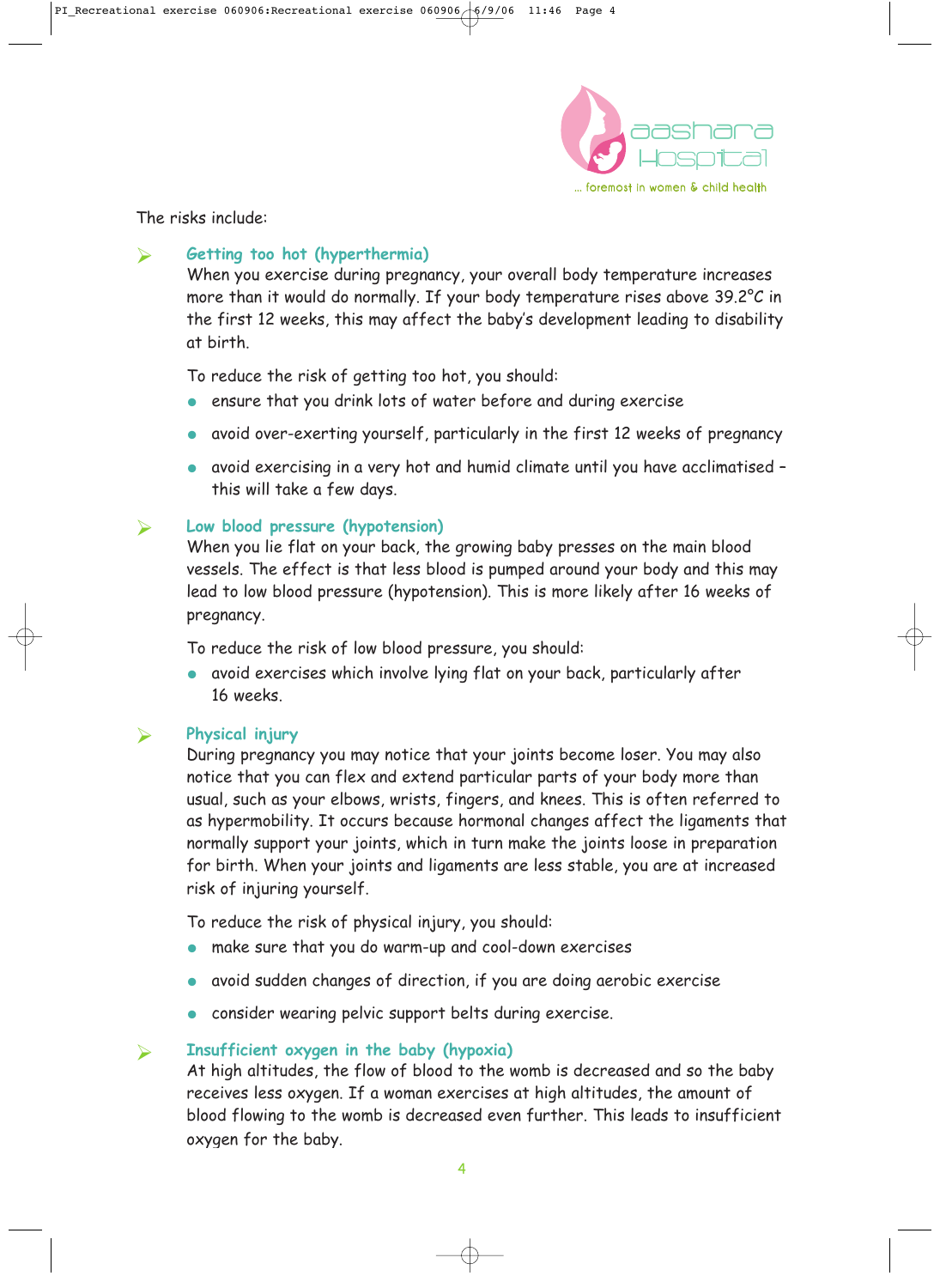The risks include:

- **Getting too hot (hyperthermia)**
  When you exercise during pregnancy, your overall body temperature increases more than it would do normally. If your body temperature rises above 39.2°C in the first 12 weeks, this may affect the baby's development leading to disability at birth.

  To reduce the risk of getting too hot, you should:
  - ensure that you drink lots of water before and during exercise
  - avoid over-exerting yourself, particularly in the first 12 weeks of pregnancy
  - avoid exercising in a very hot and humid climate until you have acclimatised – this will take a few days.

- **Low blood pressure (hypotension)**
  When you lie flat on your back, the growing baby presses on the main blood vessels. The effect is that less blood is pumped around your body and this may lead to low blood pressure (hypotension). This is more likely after 16 weeks of pregnancy.

  To reduce the risk of low blood pressure, you should:
  - avoid exercises which involve lying flat on your back, particularly after 16 weeks.

- **Physical injury**
  During pregnancy you may notice that your joints become loser. You may also notice that you can flex and extend particular parts of your body more than usual, such as your elbows, wrists, fingers, and knees. This is often referred to as hypermobility. It occurs because hormonal changes affect the ligaments that normally support your joints, which in turn make the joints loose in preparation for birth. When your joints and ligaments are less stable, you are at increased risk of injuring yourself.

  To reduce the risk of physical injury, you should:
  - make sure that you do warm-up and cool-down exercises
  - avoid sudden changes of direction, if you are doing aerobic exercise
  - consider wearing pelvic support belts during exercise.

- **Insufficient oxygen in the baby (hypoxia)**
  At high altitudes, the flow of blood to the womb is decreased and so the baby receives less oxygen. If a woman exercises at high altitudes, the amount of blood flowing to the womb is decreased even further. This leads to insufficient oxygen for the baby.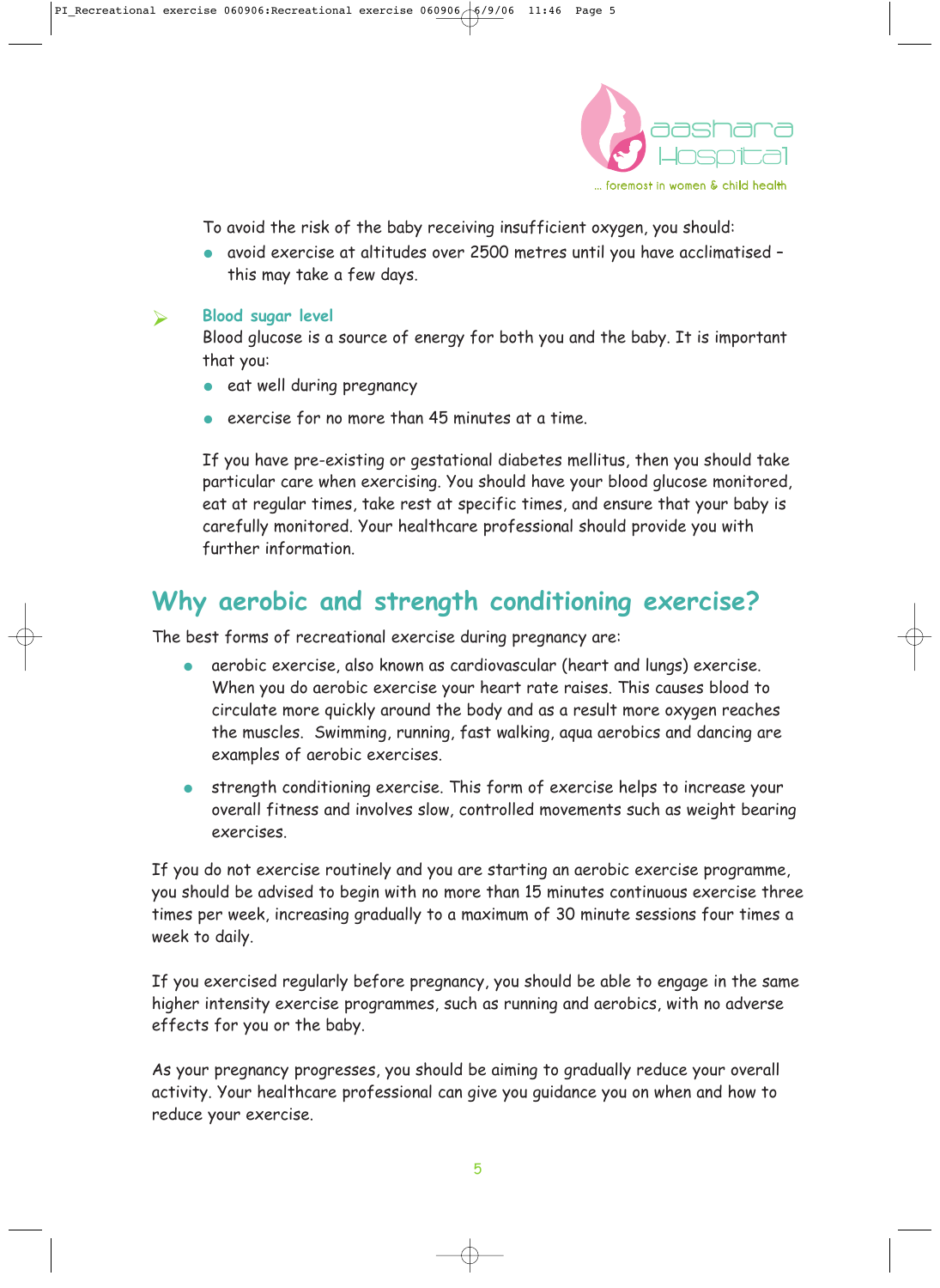To avoid the risk of the baby receiving insufficient oxygen, you should:

- avoid exercise at altitudes over 2500 metres until you have acclimatised – this may take a few days.

### Blood sugar level

Blood glucose is a source of energy for both you and the baby. It is important that you:

- eat well during pregnancy
- exercise for no more than 45 minutes at a time.

If you have pre-existing or gestational diabetes mellitus, then you should take particular care when exercising. You should have your blood glucose monitored, eat at regular times, take rest at specific times, and ensure that your baby is carefully monitored. Your healthcare professional should provide you with further information.

## Why aerobic and strength conditioning exercise?

The best forms of recreational exercise during pregnancy are:

- aerobic exercise, also known as cardiovascular (heart and lungs) exercise. When you do aerobic exercise your heart rate raises. This causes blood to circulate more quickly around the body and as a result more oxygen reaches the muscles. Swimming, running, fast walking, aqua aerobics and dancing are examples of aerobic exercises.
- strength conditioning exercise. This form of exercise helps to increase your overall fitness and involves slow, controlled movements such as weight bearing exercises.

If you do not exercise routinely and you are starting an aerobic exercise programme, you should be advised to begin with no more than 15 minutes continuous exercise three times per week, increasing gradually to a maximum of 30 minute sessions four times a week to daily.

If you exercised regularly before pregnancy, you should be able to engage in the same higher intensity exercise programmes, such as running and aerobics, with no adverse effects for you or the baby.

As your pregnancy progresses, you should be aiming to gradually reduce your overall activity. Your healthcare professional can give you guidance you on when and how to reduce your exercise.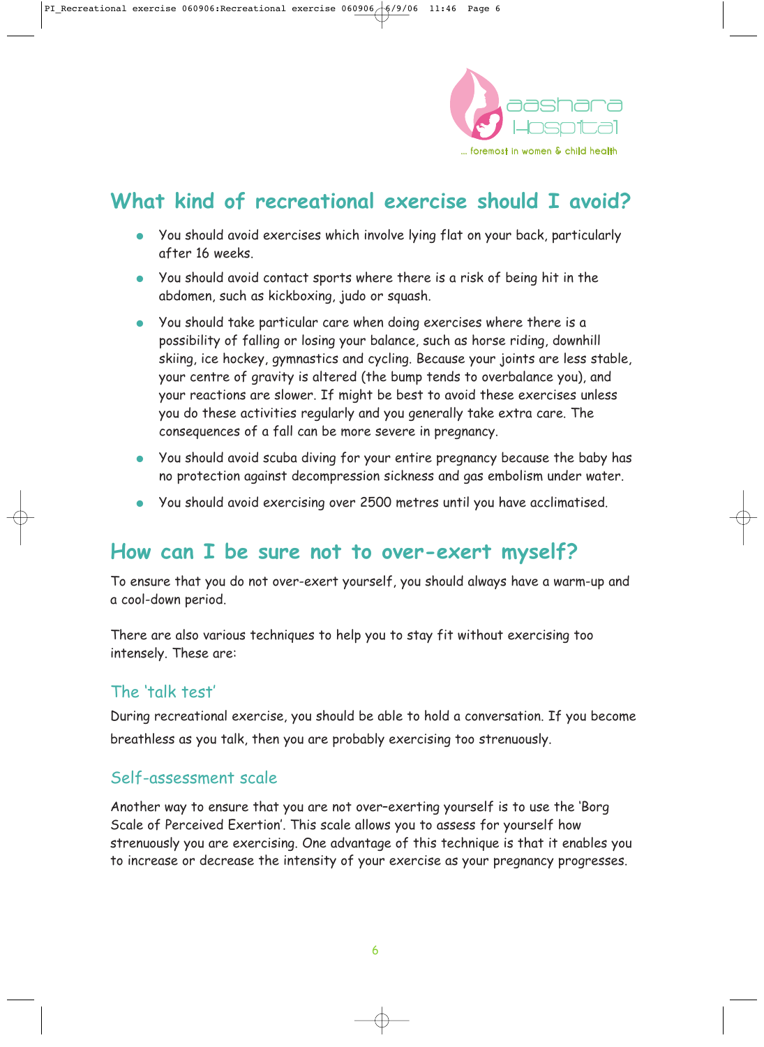## What kind of recreational exercise should I avoid?

- You should avoid exercises which involve lying flat on your back, particularly after 16 weeks.
- You should avoid contact sports where there is a risk of being hit in the abdomen, such as kickboxing, judo or squash.
- You should take particular care when doing exercises where there is a possibility of falling or losing your balance, such as horse riding, downhill skiing, ice hockey, gymnastics and cycling. Because your joints are less stable, your centre of gravity is altered (the bump tends to overbalance you), and your reactions are slower. If might be best to avoid these exercises unless you do these activities regularly and you generally take extra care. The consequences of a fall can be more severe in pregnancy.
- You should avoid scuba diving for your entire pregnancy because the baby has no protection against decompression sickness and gas embolism under water.
- You should avoid exercising over 2500 metres until you have acclimatised.

## How can I be sure not to over-exert myself?

To ensure that you do not over-exert yourself, you should always have a warm-up and a cool-down period.

There are also various techniques to help you to stay fit without exercising too intensely. These are:

### The 'talk test'

During recreational exercise, you should be able to hold a conversation. If you become breathless as you talk, then you are probably exercising too strenuously.

### Self-assessment scale

Another way to ensure that you are not over–exerting yourself is to use the 'Borg Scale of Perceived Exertion'. This scale allows you to assess for yourself how strenuously you are exercising. One advantage of this technique is that it enables you to increase or decrease the intensity of your exercise as your pregnancy progresses.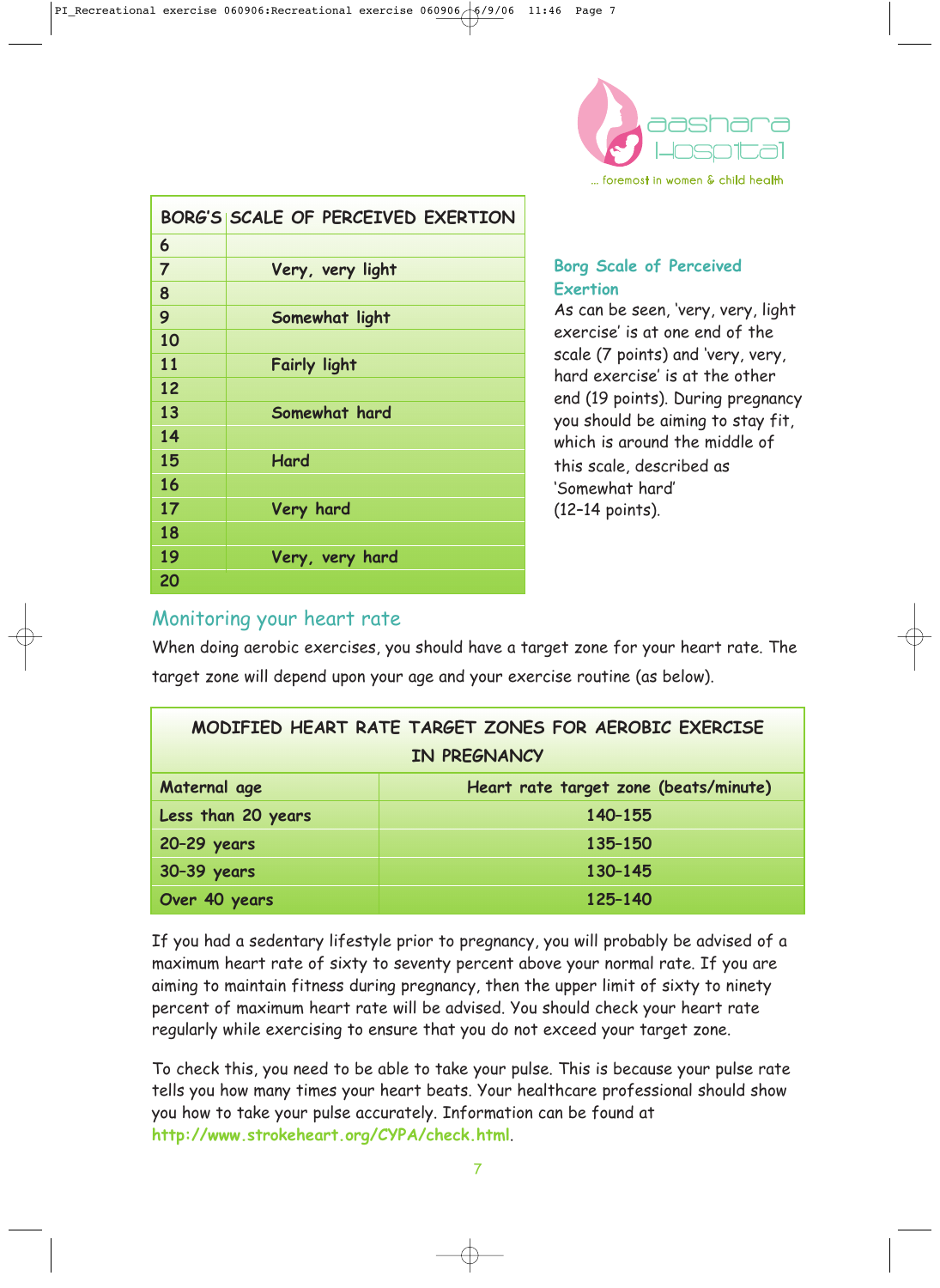| BORG'S | SCALE OF PERCEIVED EXERTION |
|---|---|
| 6 | |
| 7 | Very, very light |
| 8 | |
| 9 | Somewhat light |
| 10 | |
| 11 | Fairly light |
| 12 | |
| 13 | Somewhat hard |
| 14 | |
| 15 | Hard |
| 16 | |
| 17 | Very hard |
| 18 | |
| 19 | Very, very hard |
| 20 | |

### Borg Scale of Perceived Exertion

As can be seen, 'very, very, light exercise' is at one end of the scale (7 points) and 'very, very, hard exercise' is at the other end (19 points). During pregnancy you should be aiming to stay fit, which is around the middle of this scale, described as 'Somewhat hard' (12–14 points).

## Monitoring your heart rate

When doing aerobic exercises, you should have a target zone for your heart rate. The target zone will depend upon your age and your exercise routine (as below).

**MODIFIED HEART RATE TARGET ZONES FOR AEROBIC EXERCISE IN PREGNANCY**

| Maternal age | Heart rate target zone (beats/minute) |
|---|---|
| Less than 20 years | 140–155 |
| 20–29 years | 135–150 |
| 30–39 years | 130–145 |
| Over 40 years | 125–140 |

If you had a sedentary lifestyle prior to pregnancy, you will probably be advised of a maximum heart rate of sixty to seventy percent above your normal rate. If you are aiming to maintain fitness during pregnancy, then the upper limit of sixty to ninety percent of maximum heart rate will be advised. You should check your heart rate regularly while exercising to ensure that you do not exceed your target zone.

To check this, you need to be able to take your pulse. This is because your pulse rate tells you how many times your heart beats. Your healthcare professional should show you how to take your pulse accurately. Information can be found at **http://www.strokeheart.org/CYPA/check.html**.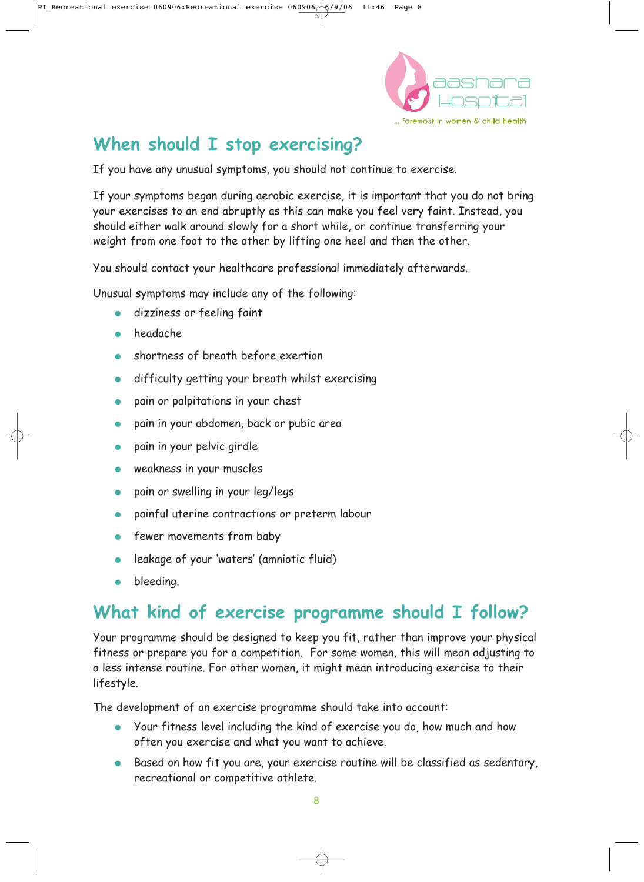## When should I stop exercising?

If you have any unusual symptoms, you should not continue to exercise.

If your symptoms began during aerobic exercise, it is important that you do not bring your exercises to an end abruptly as this can make you feel very faint. Instead, you should either walk around slowly for a short while, or continue transferring your weight from one foot to the other by lifting one heel and then the other.

You should contact your healthcare professional immediately afterwards.

Unusual symptoms may include any of the following:

- dizziness or feeling faint
- headache
- shortness of breath before exertion
- difficulty getting your breath whilst exercising
- pain or palpitations in your chest
- pain in your abdomen, back or pubic area
- pain in your pelvic girdle
- weakness in your muscles
- pain or swelling in your leg/legs
- painful uterine contractions or preterm labour
- fewer movements from baby
- leakage of your 'waters' (amniotic fluid)
- bleeding.

## What kind of exercise programme should I follow?

Your programme should be designed to keep you fit, rather than improve your physical fitness or prepare you for a competition. For some women, this will mean adjusting to a less intense routine. For other women, it might mean introducing exercise to their lifestyle.

The development of an exercise programme should take into account:

- Your fitness level including the kind of exercise you do, how much and how often you exercise and what you want to achieve.
- Based on how fit you are, your exercise routine will be classified as sedentary, recreational or competitive athlete.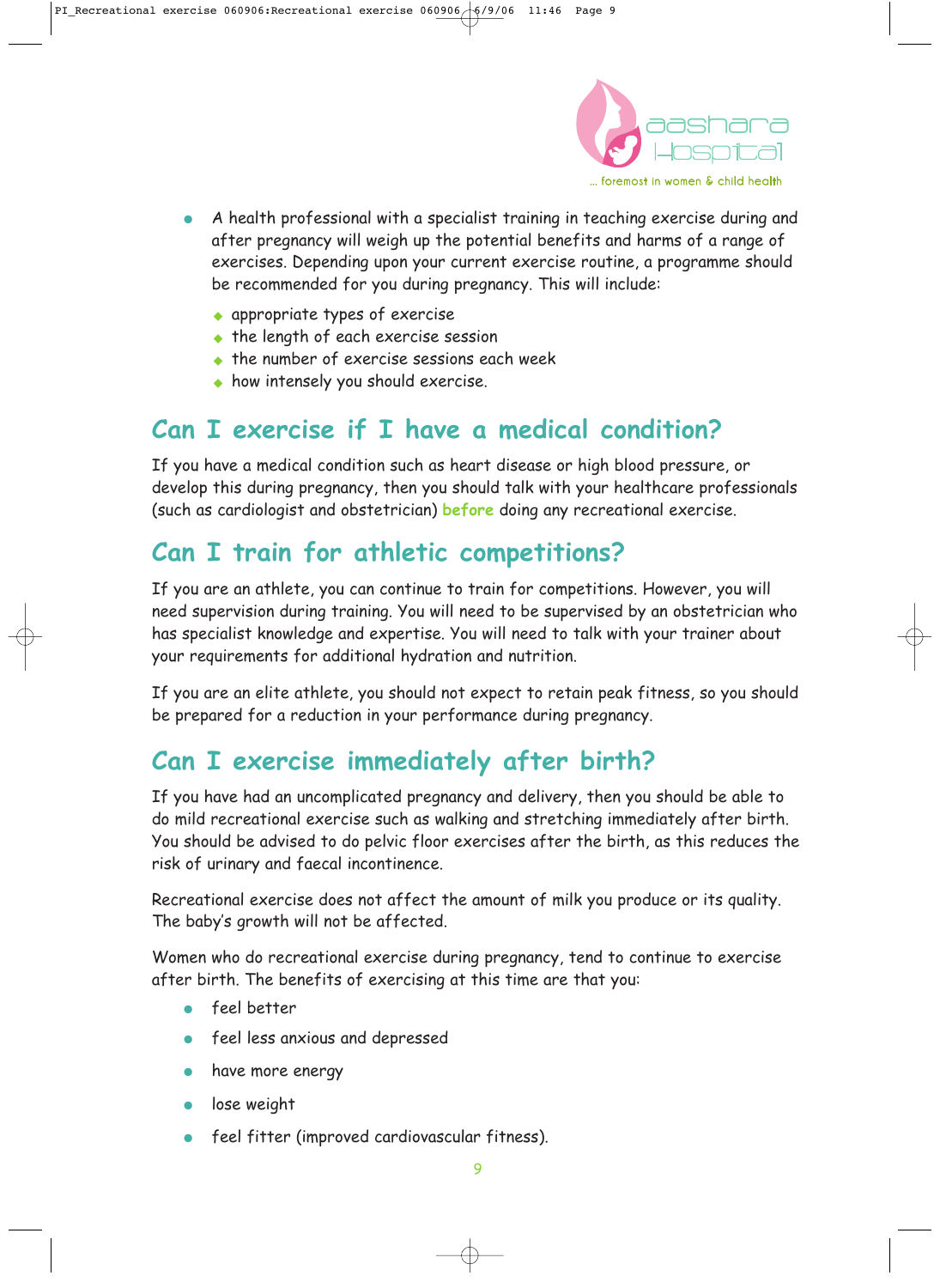- A health professional with a specialist training in teaching exercise during and after pregnancy will weigh up the potential benefits and harms of a range of exercises. Depending upon your current exercise routine, a programme should be recommended for you during pregnancy. This will include:
  - appropriate types of exercise
  - the length of each exercise session
  - the number of exercise sessions each week
  - how intensely you should exercise.

## Can I exercise if I have a medical condition?

If you have a medical condition such as heart disease or high blood pressure, or develop this during pregnancy, then you should talk with your healthcare professionals (such as cardiologist and obstetrician) **before** doing any recreational exercise.

## Can I train for athletic competitions?

If you are an athlete, you can continue to train for competitions. However, you will need supervision during training. You will need to be supervised by an obstetrician who has specialist knowledge and expertise. You will need to talk with your trainer about your requirements for additional hydration and nutrition.

If you are an elite athlete, you should not expect to retain peak fitness, so you should be prepared for a reduction in your performance during pregnancy.

## Can I exercise immediately after birth?

If you have had an uncomplicated pregnancy and delivery, then you should be able to do mild recreational exercise such as walking and stretching immediately after birth. You should be advised to do pelvic floor exercises after the birth, as this reduces the risk of urinary and faecal incontinence.

Recreational exercise does not affect the amount of milk you produce or its quality. The baby's growth will not be affected.

Women who do recreational exercise during pregnancy, tend to continue to exercise after birth. The benefits of exercising at this time are that you:

- feel better
- feel less anxious and depressed
- have more energy
- lose weight
- feel fitter (improved cardiovascular fitness).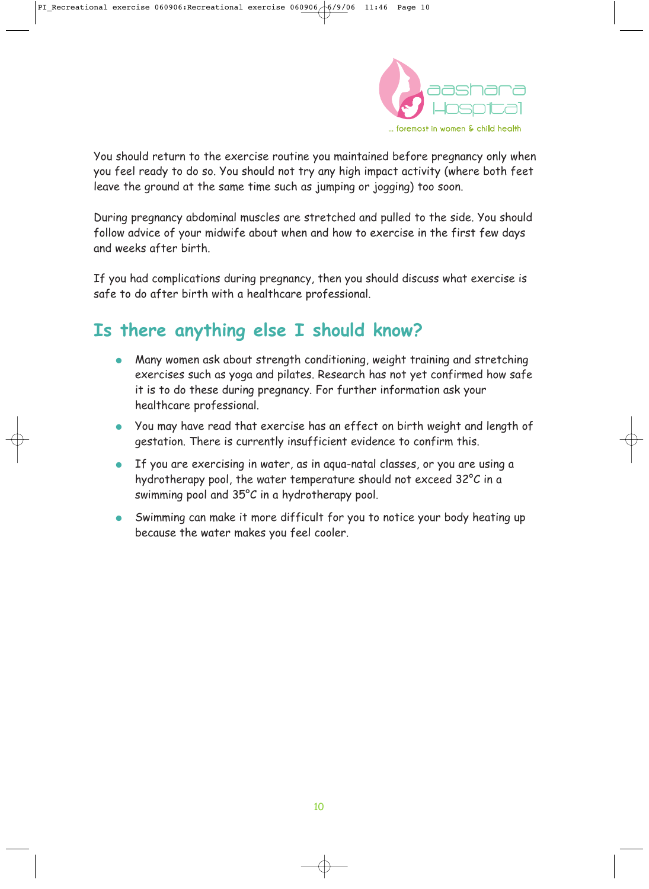You should return to the exercise routine you maintained before pregnancy only when you feel ready to do so. You should not try any high impact activity (where both feet leave the ground at the same time such as jumping or jogging) too soon.

During pregnancy abdominal muscles are stretched and pulled to the side. You should follow advice of your midwife about when and how to exercise in the first few days and weeks after birth.

If you had complications during pregnancy, then you should discuss what exercise is safe to do after birth with a healthcare professional.

## Is there anything else I should know?

- Many women ask about strength conditioning, weight training and stretching exercises such as yoga and pilates. Research has not yet confirmed how safe it is to do these during pregnancy. For further information ask your healthcare professional.
- You may have read that exercise has an effect on birth weight and length of gestation. There is currently insufficient evidence to confirm this.
- If you are exercising in water, as in aqua-natal classes, or you are using a hydrotherapy pool, the water temperature should not exceed 32°C in a swimming pool and 35°C in a hydrotherapy pool.
- Swimming can make it more difficult for you to notice your body heating up because the water makes you feel cooler.